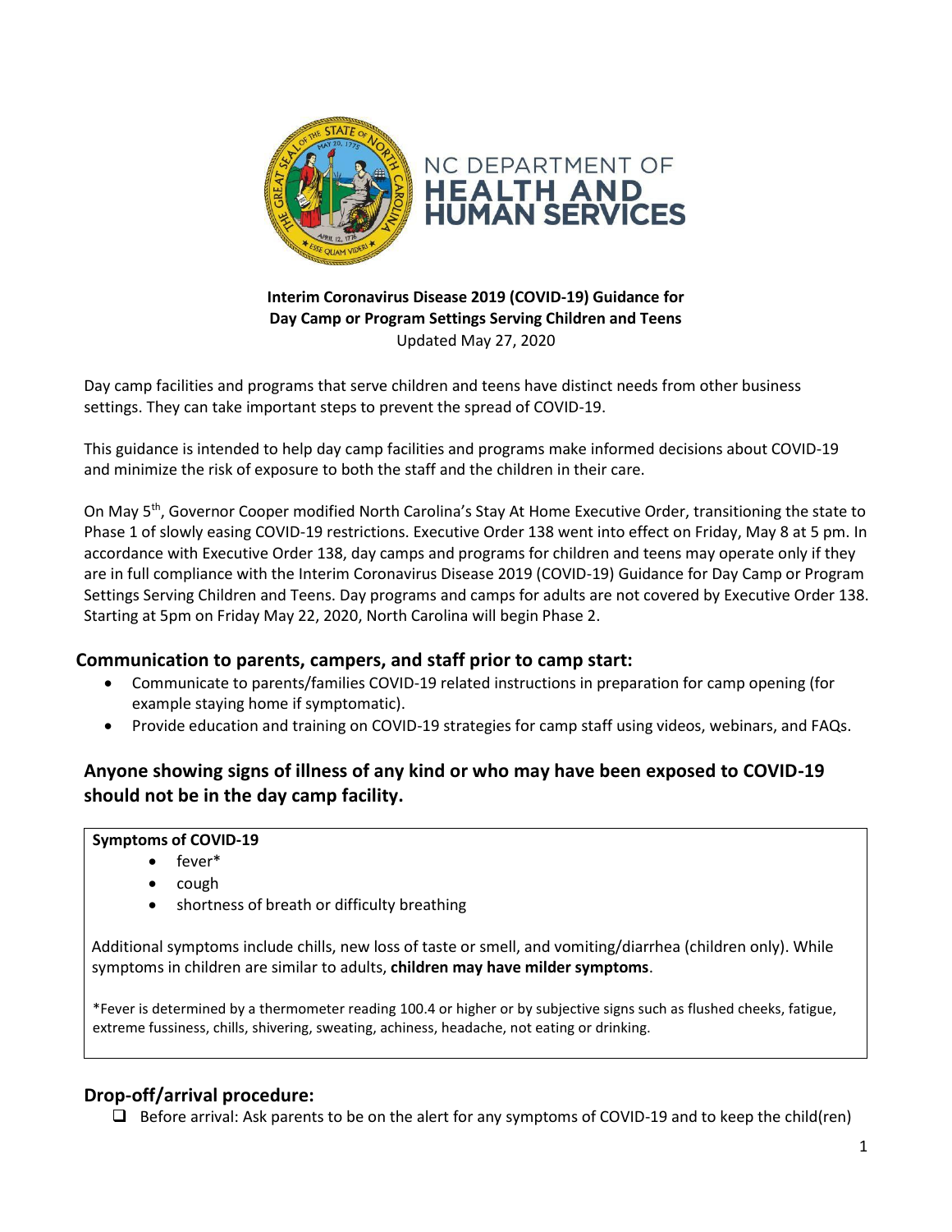NC DEPARTMENT OF HEALTH AND HUMAN SERVICES

**Interim Coronavirus Disease 2019 (COVID-19) Guidance for Day Camp or Program Settings Serving Children and Teens**

Updated May 27, 2020

Day camp facilities and programs that serve children and teens have distinct needs from other business settings. They can take important steps to prevent the spread of COVID-19.

This guidance is intended to help day camp facilities and programs make informed decisions about COVID-19 and minimize the risk of exposure to both the staff and the children in their care.

On May 5th, Governor Cooper modified North Carolina's Stay At Home Executive Order, transitioning the state to Phase 1 of slowly easing COVID-19 restrictions. Executive Order 138 went into effect on Friday, May 8 at 5 pm. In accordance with Executive Order 138, day camps and programs for children and teens may operate only if they are in full compliance with the Interim Coronavirus Disease 2019 (COVID-19) Guidance for Day Camp or Program Settings Serving Children and Teens. Day programs and camps for adults are not covered by Executive Order 138. Starting at 5pm on Friday May 22, 2020, North Carolina will begin Phase 2.

## Communication to parents, campers, and staff prior to camp start:

- Communicate to parents/families COVID-19 related instructions in preparation for camp opening (for example staying home if symptomatic).
- Provide education and training on COVID-19 strategies for camp staff using videos, webinars, and FAQs.

## Anyone showing signs of illness of any kind or who may have been exposed to COVID-19 should not be in the day camp facility.

**Symptoms of COVID-19**

- fever*
- cough
- shortness of breath or difficulty breathing

Additional symptoms include chills, new loss of taste or smell, and vomiting/diarrhea (children only). While symptoms in children are similar to adults, **children may have milder symptoms**.

*Fever is determined by a thermometer reading 100.4 or higher or by subjective signs such as flushed cheeks, fatigue, extreme fussiness, chills, shivering, sweating, achiness, headache, not eating or drinking.

## Drop-off/arrival procedure:

- ☐ Before arrival: Ask parents to be on the alert for any symptoms of COVID-19 and to keep the child(ren)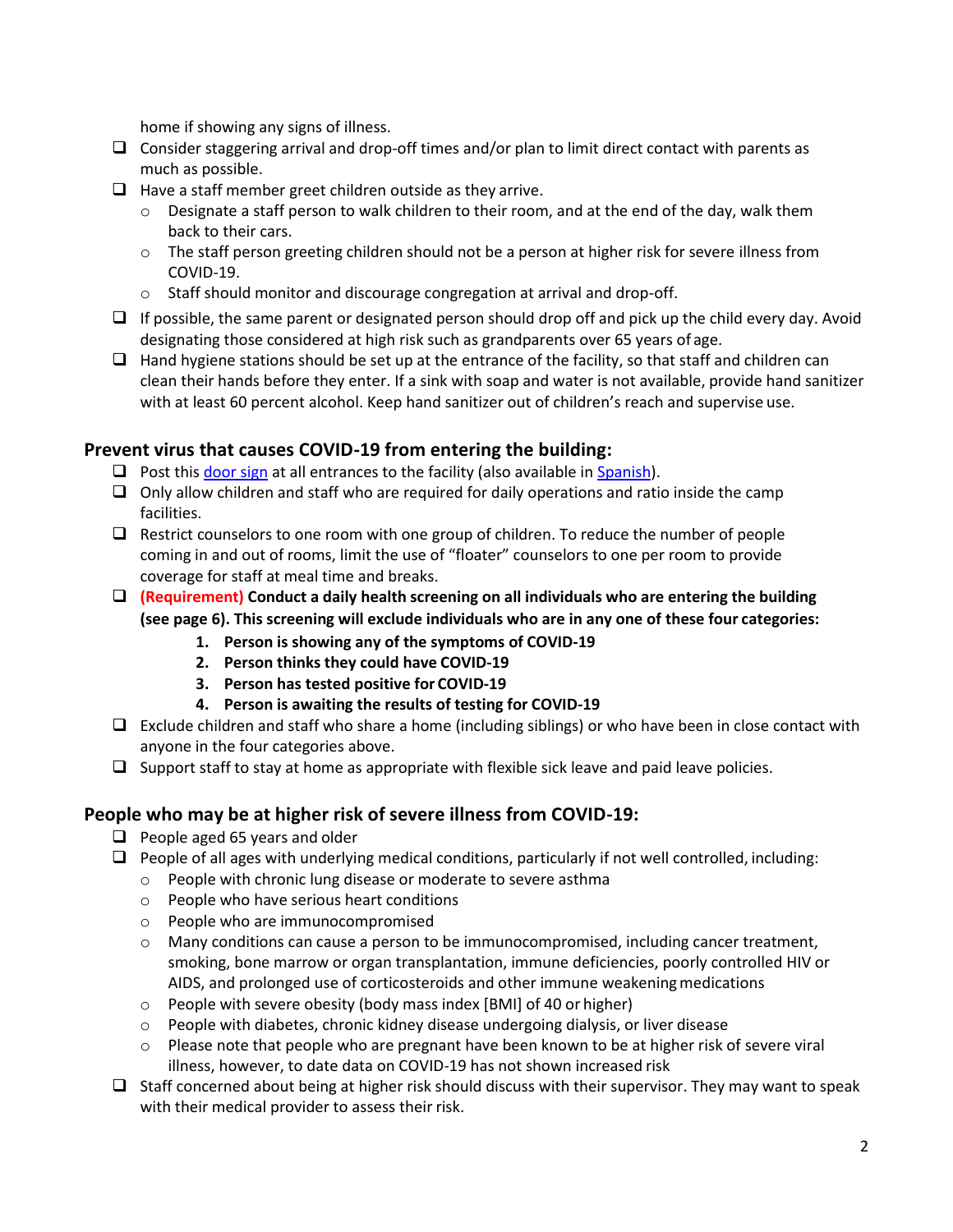home if showing any signs of illness.

- ❑ Consider staggering arrival and drop-off times and/or plan to limit direct contact with parents as much as possible.
- ❑ Have a staff member greet children outside as they arrive.
  - Designate a staff person to walk children to their room, and at the end of the day, walk them back to their cars.
  - The staff person greeting children should not be a person at higher risk for severe illness from COVID-19.
  - Staff should monitor and discourage congregation at arrival and drop-off.
- ❑ If possible, the same parent or designated person should drop off and pick up the child every day. Avoid designating those considered at high risk such as grandparents over 65 years of age.
- ❑ Hand hygiene stations should be set up at the entrance of the facility, so that staff and children can clean their hands before they enter. If a sink with soap and water is not available, provide hand sanitizer with at least 60 percent alcohol. Keep hand sanitizer out of children's reach and supervise use.

## Prevent virus that causes COVID-19 from entering the building:

- ❑ Post this door sign at all entrances to the facility (also available in Spanish).
- ❑ Only allow children and staff who are required for daily operations and ratio inside the camp facilities.
- ❑ Restrict counselors to one room with one group of children. To reduce the number of people coming in and out of rooms, limit the use of "floater" counselors to one per room to provide coverage for staff at meal time and breaks.
- ❑ **(Requirement) Conduct a daily health screening on all individuals who are entering the building (see page 6). This screening will exclude individuals who are in any one of these four categories:**
  1. **Person is showing any of the symptoms of COVID-19**
  2. **Person thinks they could have COVID-19**
  3. **Person has tested positive for COVID-19**
  4. **Person is awaiting the results of testing for COVID-19**
- ❑ Exclude children and staff who share a home (including siblings) or who have been in close contact with anyone in the four categories above.
- ❑ Support staff to stay at home as appropriate with flexible sick leave and paid leave policies.

## People who may be at higher risk of severe illness from COVID-19:

- ❑ People aged 65 years and older
- ❑ People of all ages with underlying medical conditions, particularly if not well controlled, including:
  - People with chronic lung disease or moderate to severe asthma
  - People who have serious heart conditions
  - People who are immunocompromised
  - Many conditions can cause a person to be immunocompromised, including cancer treatment, smoking, bone marrow or organ transplantation, immune deficiencies, poorly controlled HIV or AIDS, and prolonged use of corticosteroids and other immune weakening medications
  - People with severe obesity (body mass index [BMI] of 40 or higher)
  - People with diabetes, chronic kidney disease undergoing dialysis, or liver disease
  - Please note that people who are pregnant have been known to be at higher risk of severe viral illness, however, to date data on COVID-19 has not shown increased risk
- ❑ Staff concerned about being at higher risk should discuss with their supervisor. They may want to speak with their medical provider to assess their risk.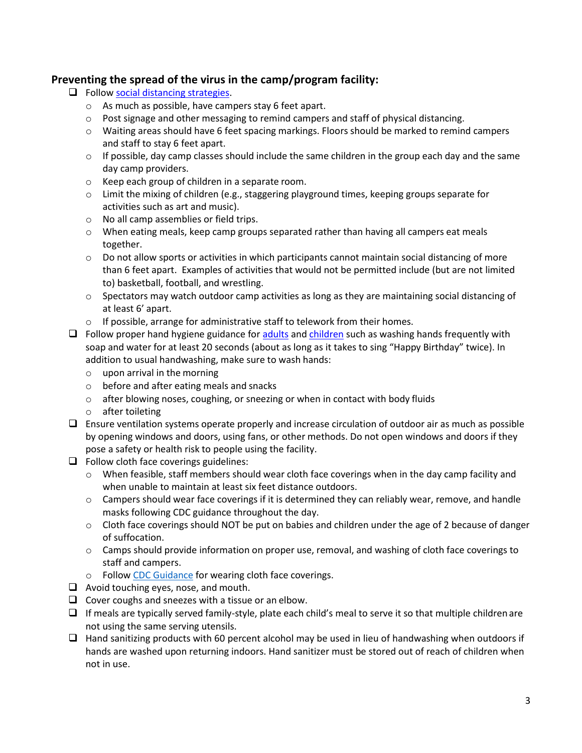### Preventing the spread of the virus in the camp/program facility:

- Follow [social distancing strategies](#).
  - As much as possible, have campers stay 6 feet apart.
  - Post signage and other messaging to remind campers and staff of physical distancing.
  - Waiting areas should have 6 feet spacing markings. Floors should be marked to remind campers and staff to stay 6 feet apart.
  - If possible, day camp classes should include the same children in the group each day and the same day camp providers.
  - Keep each group of children in a separate room.
  - Limit the mixing of children (e.g., staggering playground times, keeping groups separate for activities such as art and music).
  - No all camp assemblies or field trips.
  - When eating meals, keep camp groups separated rather than having all campers eat meals together.
  - Do not allow sports or activities in which participants cannot maintain social distancing of more than 6 feet apart. Examples of activities that would not be permitted include (but are not limited to) basketball, football, and wrestling.
  - Spectators may watch outdoor camp activities as long as they are maintaining social distancing of at least 6' apart.
  - If possible, arrange for administrative staff to telework from their homes.
- Follow proper hand hygiene guidance for [adults](#) and [children](#) such as washing hands frequently with soap and water for at least 20 seconds (about as long as it takes to sing "Happy Birthday" twice). In addition to usual handwashing, make sure to wash hands:
  - upon arrival in the morning
  - before and after eating meals and snacks
  - after blowing noses, coughing, or sneezing or when in contact with body fluids
  - after toileting
- Ensure ventilation systems operate properly and increase circulation of outdoor air as much as possible by opening windows and doors, using fans, or other methods. Do not open windows and doors if they pose a safety or health risk to people using the facility.
- Follow cloth face coverings guidelines:
  - When feasible, staff members should wear cloth face coverings when in the day camp facility and when unable to maintain at least six feet distance outdoors.
  - Campers should wear face coverings if it is determined they can reliably wear, remove, and handle masks following CDC guidance throughout the day.
  - Cloth face coverings should NOT be put on babies and children under the age of 2 because of danger of suffocation.
  - Camps should provide information on proper use, removal, and washing of cloth face coverings to staff and campers.
  - Follow [CDC Guidance](#) for wearing cloth face coverings.
- Avoid touching eyes, nose, and mouth.
- Cover coughs and sneezes with a tissue or an elbow.
- If meals are typically served family-style, plate each child's meal to serve it so that multiple children are not using the same serving utensils.
- Hand sanitizing products with 60 percent alcohol may be used in lieu of handwashing when outdoors if hands are washed upon returning indoors. Hand sanitizer must be stored out of reach of children when not in use.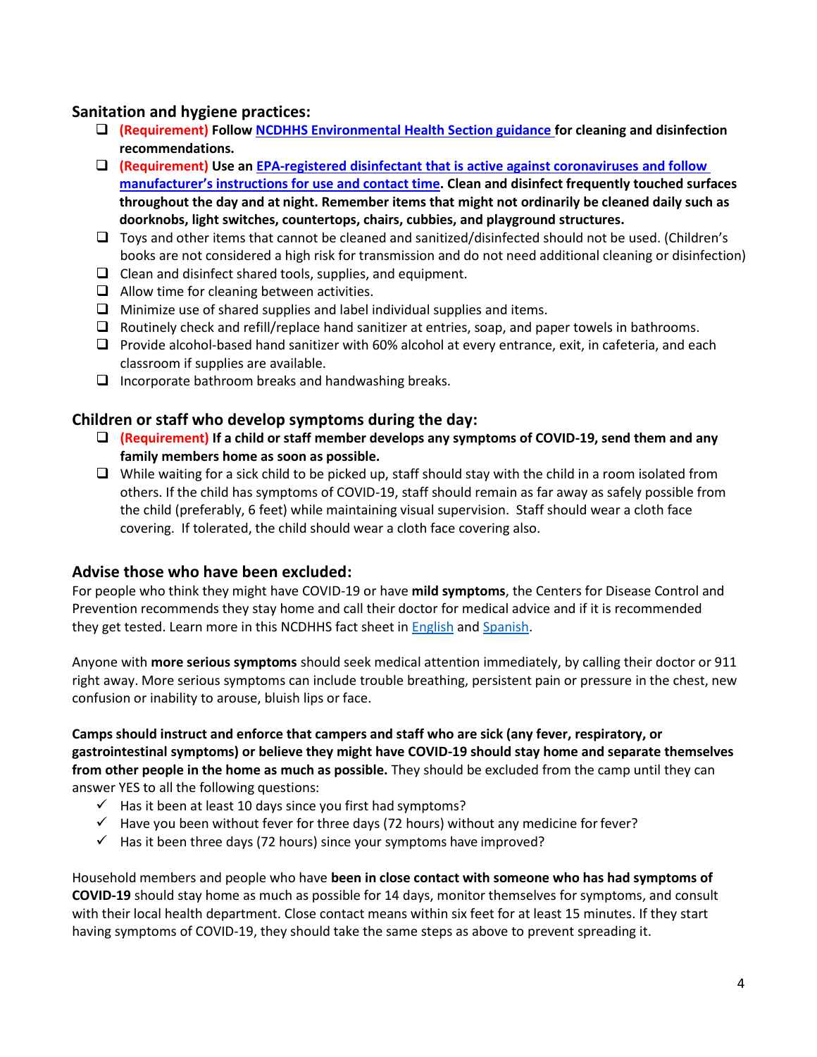## Sanitation and hygiene practices:

- ☐ **(Requirement) Follow [NCDHHS Environmental Health Section guidance](#) for cleaning and disinfection recommendations.**
- ☐ **(Requirement) Use an [EPA-registered disinfectant that is active against coronaviruses and follow manufacturer's instructions for use and contact time](#). Clean and disinfect frequently touched surfaces throughout the day and at night. Remember items that might not ordinarily be cleaned daily such as doorknobs, light switches, countertops, chairs, cubbies, and playground structures.**
- ☐ Toys and other items that cannot be cleaned and sanitized/disinfected should not be used. (Children's books are not considered a high risk for transmission and do not need additional cleaning or disinfection)
- ☐ Clean and disinfect shared tools, supplies, and equipment.
- ☐ Allow time for cleaning between activities.
- ☐ Minimize use of shared supplies and label individual supplies and items.
- ☐ Routinely check and refill/replace hand sanitizer at entries, soap, and paper towels in bathrooms.
- ☐ Provide alcohol-based hand sanitizer with 60% alcohol at every entrance, exit, in cafeteria, and each classroom if supplies are available.
- ☐ Incorporate bathroom breaks and handwashing breaks.

## Children or staff who develop symptoms during the day:

- ☐ **(Requirement) If a child or staff member develops any symptoms of COVID-19, send them and any family members home as soon as possible.**
- ☐ While waiting for a sick child to be picked up, staff should stay with the child in a room isolated from others. If the child has symptoms of COVID-19, staff should remain as far away as safely possible from the child (preferably, 6 feet) while maintaining visual supervision. Staff should wear a cloth face covering. If tolerated, the child should wear a cloth face covering also.

## Advise those who have been excluded:

For people who think they might have COVID-19 or have **mild symptoms**, the Centers for Disease Control and Prevention recommends they stay home and call their doctor for medical advice and if it is recommended they get tested. Learn more in this NCDHHS fact sheet in [English](#) and [Spanish](#).

Anyone with **more serious symptoms** should seek medical attention immediately, by calling their doctor or 911 right away. More serious symptoms can include trouble breathing, persistent pain or pressure in the chest, new confusion or inability to arouse, bluish lips or face.

**Camps should instruct and enforce that campers and staff who are sick (any fever, respiratory, or gastrointestinal symptoms) or believe they might have COVID-19 should stay home and separate themselves from other people in the home as much as possible.** They should be excluded from the camp until they can answer YES to all the following questions:

- ✓ Has it been at least 10 days since you first had symptoms?
- ✓ Have you been without fever for three days (72 hours) without any medicine for fever?
- ✓ Has it been three days (72 hours) since your symptoms have improved?

Household members and people who have **been in close contact with someone who has had symptoms of COVID-19** should stay home as much as possible for 14 days, monitor themselves for symptoms, and consult with their local health department. Close contact means within six feet for at least 15 minutes. If they start having symptoms of COVID-19, they should take the same steps as above to prevent spreading it.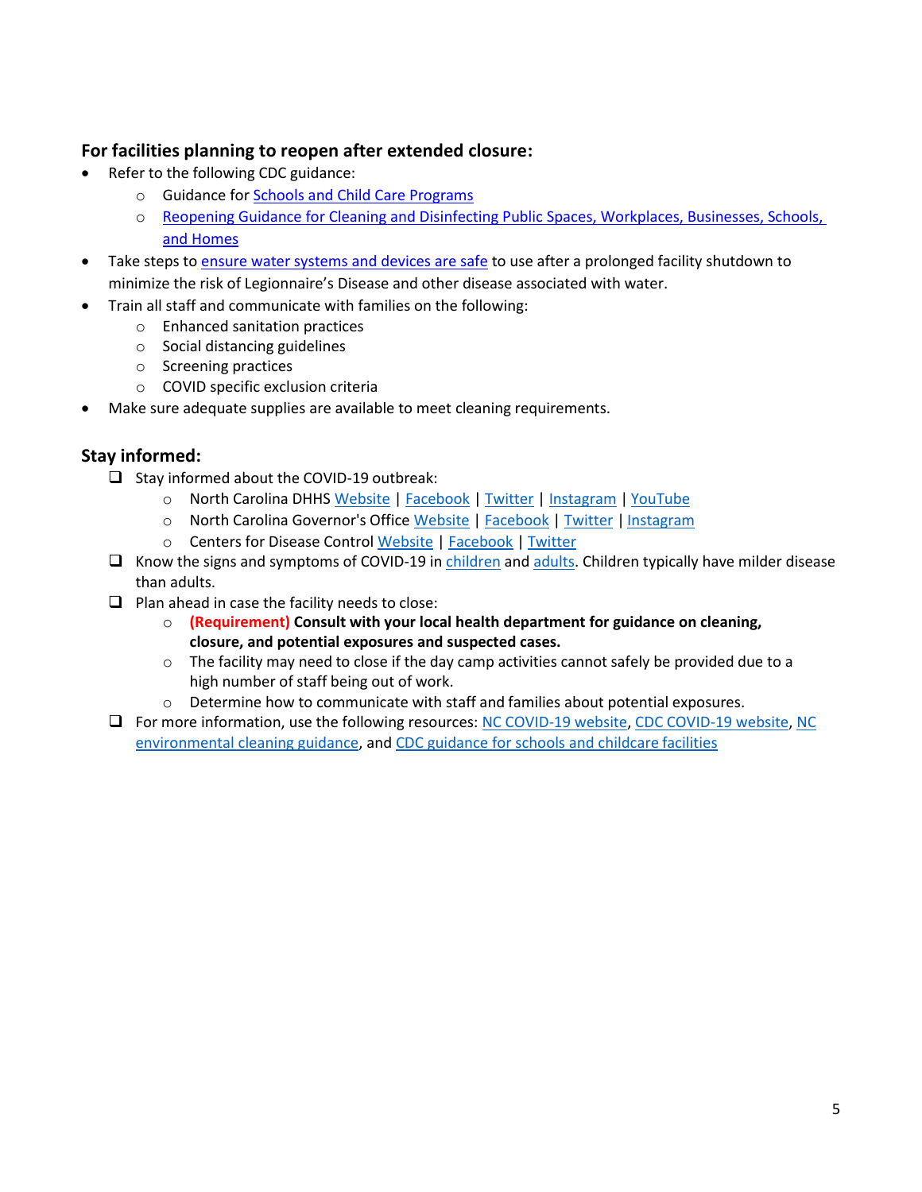## For facilities planning to reopen after extended closure:

- Refer to the following CDC guidance:
  - Guidance for Schools and Child Care Programs
  - Reopening Guidance for Cleaning and Disinfecting Public Spaces, Workplaces, Businesses, Schools, and Homes
- Take steps to ensure water systems and devices are safe to use after a prolonged facility shutdown to minimize the risk of Legionnaire's Disease and other disease associated with water.
- Train all staff and communicate with families on the following:
  - Enhanced sanitation practices
  - Social distancing guidelines
  - Screening practices
  - COVID specific exclusion criteria
- Make sure adequate supplies are available to meet cleaning requirements.

## Stay informed:

- ❑ Stay informed about the COVID-19 outbreak:
  - North Carolina DHHS Website | Facebook | Twitter | Instagram | YouTube
  - North Carolina Governor's Office Website | Facebook | Twitter | Instagram
  - Centers for Disease Control Website | Facebook | Twitter
- ❑ Know the signs and symptoms of COVID-19 in children and adults. Children typically have milder disease than adults.
- ❑ Plan ahead in case the facility needs to close:
  - **(Requirement) Consult with your local health department for guidance on cleaning, closure, and potential exposures and suspected cases.**
  - The facility may need to close if the day camp activities cannot safely be provided due to a high number of staff being out of work.
  - Determine how to communicate with staff and families about potential exposures.
- ❑ For more information, use the following resources: NC COVID-19 website, CDC COVID-19 website, NC environmental cleaning guidance, and CDC guidance for schools and childcare facilities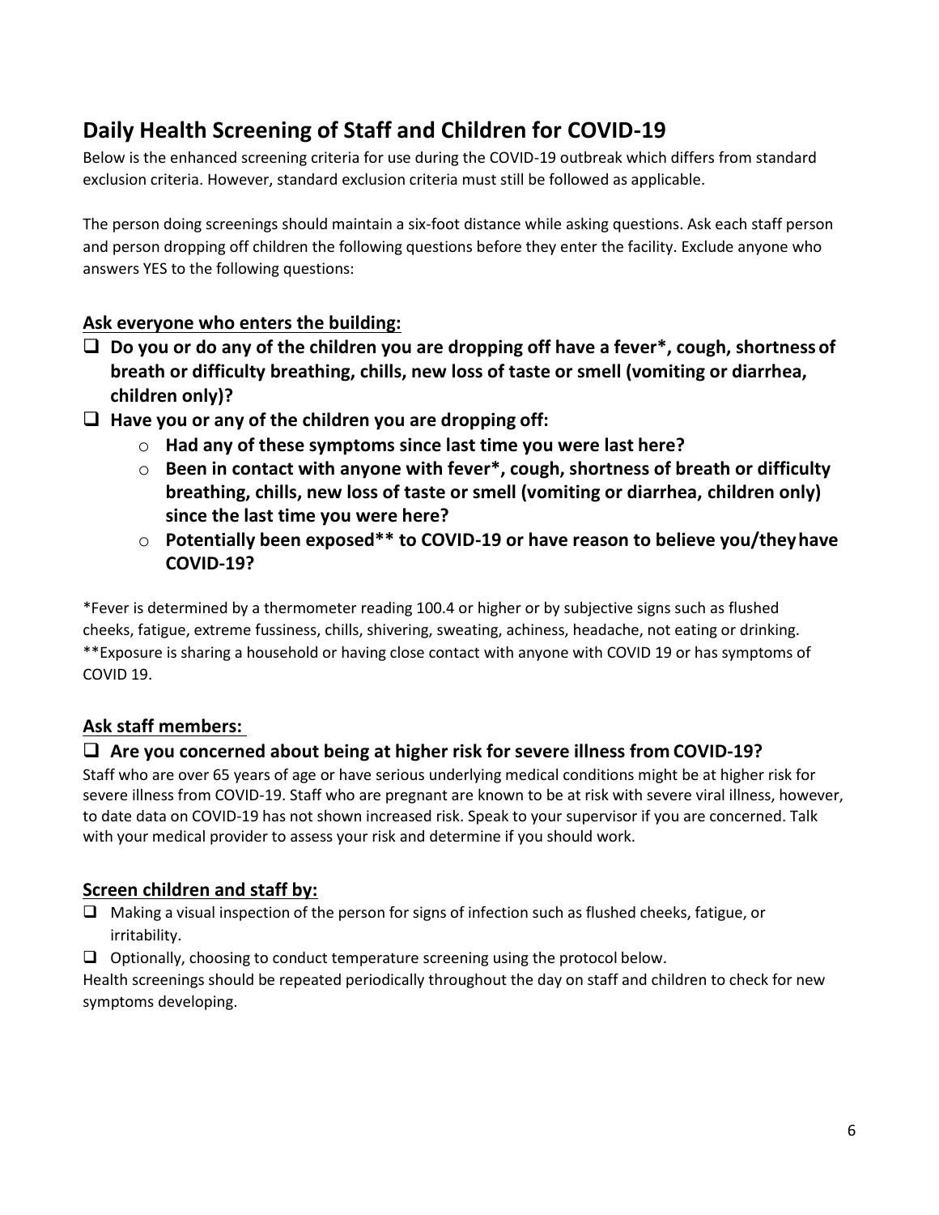## Daily Health Screening of Staff and Children for COVID-19

Below is the enhanced screening criteria for use during the COVID-19 outbreak which differs from standard exclusion criteria. However, standard exclusion criteria must still be followed as applicable.

The person doing screenings should maintain a six-foot distance while asking questions. Ask each staff person and person dropping off children the following questions before they enter the facility. Exclude anyone who answers YES to the following questions:

### Ask everyone who enters the building:

- ❑ **Do you or do any of the children you are dropping off have a fever*, cough, shortness of breath or difficulty breathing, chills, new loss of taste or smell (vomiting or diarrhea, children only)?**
- ❑ **Have you or any of the children you are dropping off:**
  - **Had any of these symptoms since last time you were last here?**
  - **Been in contact with anyone with fever*, cough, shortness of breath or difficulty breathing, chills, new loss of taste or smell (vomiting or diarrhea, children only) since the last time you were here?**
  - **Potentially been exposed** to COVID-19 or have reason to believe you/they have COVID-19?**

*Fever is determined by a thermometer reading 100.4 or higher or by subjective signs such as flushed cheeks, fatigue, extreme fussiness, chills, shivering, sweating, achiness, headache, not eating or drinking.
**Exposure is sharing a household or having close contact with anyone with COVID 19 or has symptoms of COVID 19.

### Ask staff members:

❑ **Are you concerned about being at higher risk for severe illness from COVID-19?**

Staff who are over 65 years of age or have serious underlying medical conditions might be at higher risk for severe illness from COVID-19. Staff who are pregnant are known to be at risk with severe viral illness, however, to date data on COVID-19 has not shown increased risk. Speak to your supervisor if you are concerned. Talk with your medical provider to assess your risk and determine if you should work.

### Screen children and staff by:

- ❑ Making a visual inspection of the person for signs of infection such as flushed cheeks, fatigue, or irritability.
- ❑ Optionally, choosing to conduct temperature screening using the protocol below.

Health screenings should be repeated periodically throughout the day on staff and children to check for new symptoms developing.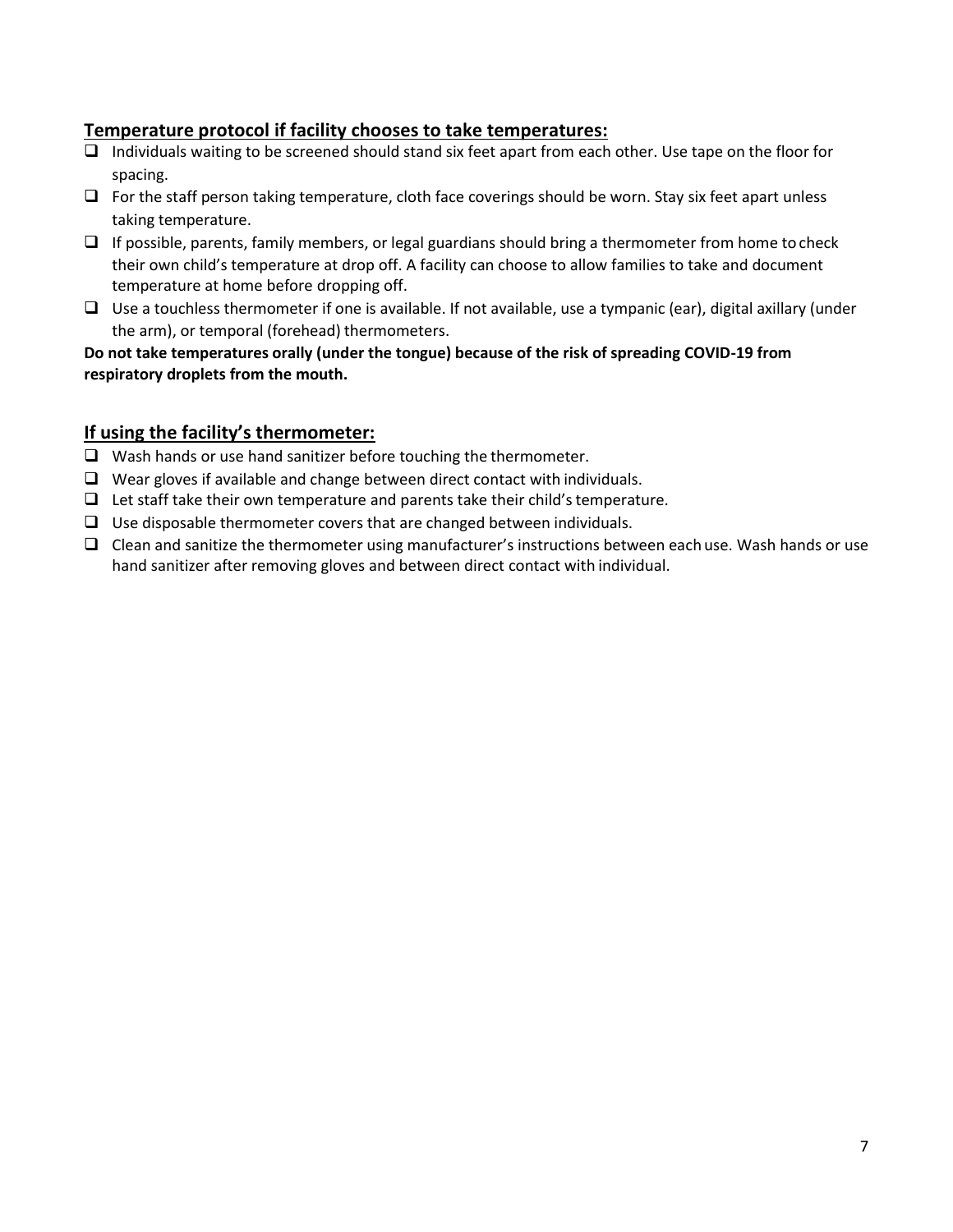## Temperature protocol if facility chooses to take temperatures:

- [ ] Individuals waiting to be screened should stand six feet apart from each other. Use tape on the floor for spacing.
- [ ] For the staff person taking temperature, cloth face coverings should be worn. Stay six feet apart unless taking temperature.
- [ ] If possible, parents, family members, or legal guardians should bring a thermometer from home to check their own child's temperature at drop off. A facility can choose to allow families to take and document temperature at home before dropping off.
- [ ] Use a touchless thermometer if one is available. If not available, use a tympanic (ear), digital axillary (under the arm), or temporal (forehead) thermometers.

**Do not take temperatures orally (under the tongue) because of the risk of spreading COVID-19 from respiratory droplets from the mouth.**

## If using the facility's thermometer:

- [ ] Wash hands or use hand sanitizer before touching the thermometer.
- [ ] Wear gloves if available and change between direct contact with individuals.
- [ ] Let staff take their own temperature and parents take their child's temperature.
- [ ] Use disposable thermometer covers that are changed between individuals.
- [ ] Clean and sanitize the thermometer using manufacturer's instructions between each use. Wash hands or use hand sanitizer after removing gloves and between direct contact with individual.